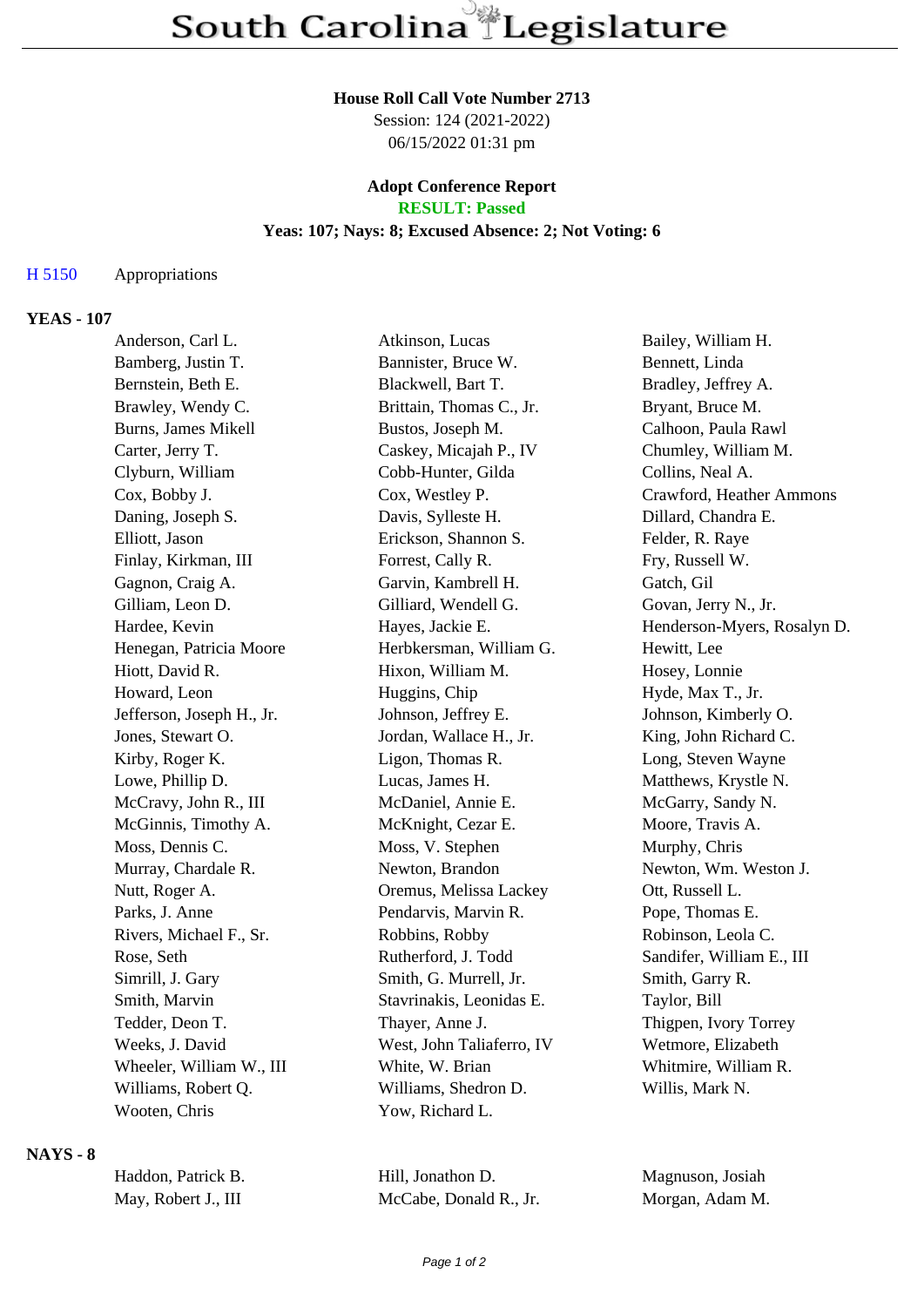# South Carolina Legislature

**House Roll Call Vote Number 2713**
Session: 124 (2021-2022)
06/15/2022 01:31 pm

**Adopt Conference Report**
**RESULT: Passed**
**Yeas: 107; Nays: 8; Excused Absence: 2; Not Voting: 6**

H 5150 Appropriations

## YEAS - 107

| | | |
|---|---|---|
| Anderson, Carl L. | Atkinson, Lucas | Bailey, William H. |
| Bamberg, Justin T. | Bannister, Bruce W. | Bennett, Linda |
| Bernstein, Beth E. | Blackwell, Bart T. | Bradley, Jeffrey A. |
| Brawley, Wendy C. | Brittain, Thomas C., Jr. | Bryant, Bruce M. |
| Burns, James Mikell | Bustos, Joseph M. | Calhoon, Paula Rawl |
| Carter, Jerry T. | Caskey, Micajah P., IV | Chumley, William M. |
| Clyburn, William | Cobb-Hunter, Gilda | Collins, Neal A. |
| Cox, Bobby J. | Cox, Westley P. | Crawford, Heather Ammons |
| Daning, Joseph S. | Davis, Sylleste H. | Dillard, Chandra E. |
| Elliott, Jason | Erickson, Shannon S. | Felder, R. Raye |
| Finlay, Kirkman, III | Forrest, Cally R. | Fry, Russell W. |
| Gagnon, Craig A. | Garvin, Kambrell H. | Gatch, Gil |
| Gilliam, Leon D. | Gilliard, Wendell G. | Govan, Jerry N., Jr. |
| Hardee, Kevin | Hayes, Jackie E. | Henderson-Myers, Rosalyn D. |
| Henegan, Patricia Moore | Herbkersman, William G. | Hewitt, Lee |
| Hiott, David R. | Hixon, William M. | Hosey, Lonnie |
| Howard, Leon | Huggins, Chip | Hyde, Max T., Jr. |
| Jefferson, Joseph H., Jr. | Johnson, Jeffrey E. | Johnson, Kimberly O. |
| Jones, Stewart O. | Jordan, Wallace H., Jr. | King, John Richard C. |
| Kirby, Roger K. | Ligon, Thomas R. | Long, Steven Wayne |
| Lowe, Phillip D. | Lucas, James H. | Matthews, Krystle N. |
| McCravy, John R., III | McDaniel, Annie E. | McGarry, Sandy N. |
| McGinnis, Timothy A. | McKnight, Cezar E. | Moore, Travis A. |
| Moss, Dennis C. | Moss, V. Stephen | Murphy, Chris |
| Murray, Chardale R. | Newton, Brandon | Newton, Wm. Weston J. |
| Nutt, Roger A. | Oremus, Melissa Lackey | Ott, Russell L. |
| Parks, J. Anne | Pendarvis, Marvin R. | Pope, Thomas E. |
| Rivers, Michael F., Sr. | Robbins, Robby | Robinson, Leola C. |
| Rose, Seth | Rutherford, J. Todd | Sandifer, William E., III |
| Simrill, J. Gary | Smith, G. Murrell, Jr. | Smith, Garry R. |
| Smith, Marvin | Stavrinakis, Leonidas E. | Taylor, Bill |
| Tedder, Deon T. | Thayer, Anne J. | Thigpen, Ivory Torrey |
| Weeks, J. David | West, John Taliaferro, IV | Wetmore, Elizabeth |
| Wheeler, William W., III | White, W. Brian | Whitmire, William R. |
| Williams, Robert Q. | Williams, Shedron D. | Willis, Mark N. |
| Wooten, Chris | Yow, Richard L. | |

## NAYS - 8

| | | |
|---|---|---|
| Haddon, Patrick B. | Hill, Jonathon D. | Magnuson, Josiah |
| May, Robert J., III | McCabe, Donald R., Jr. | Morgan, Adam M. |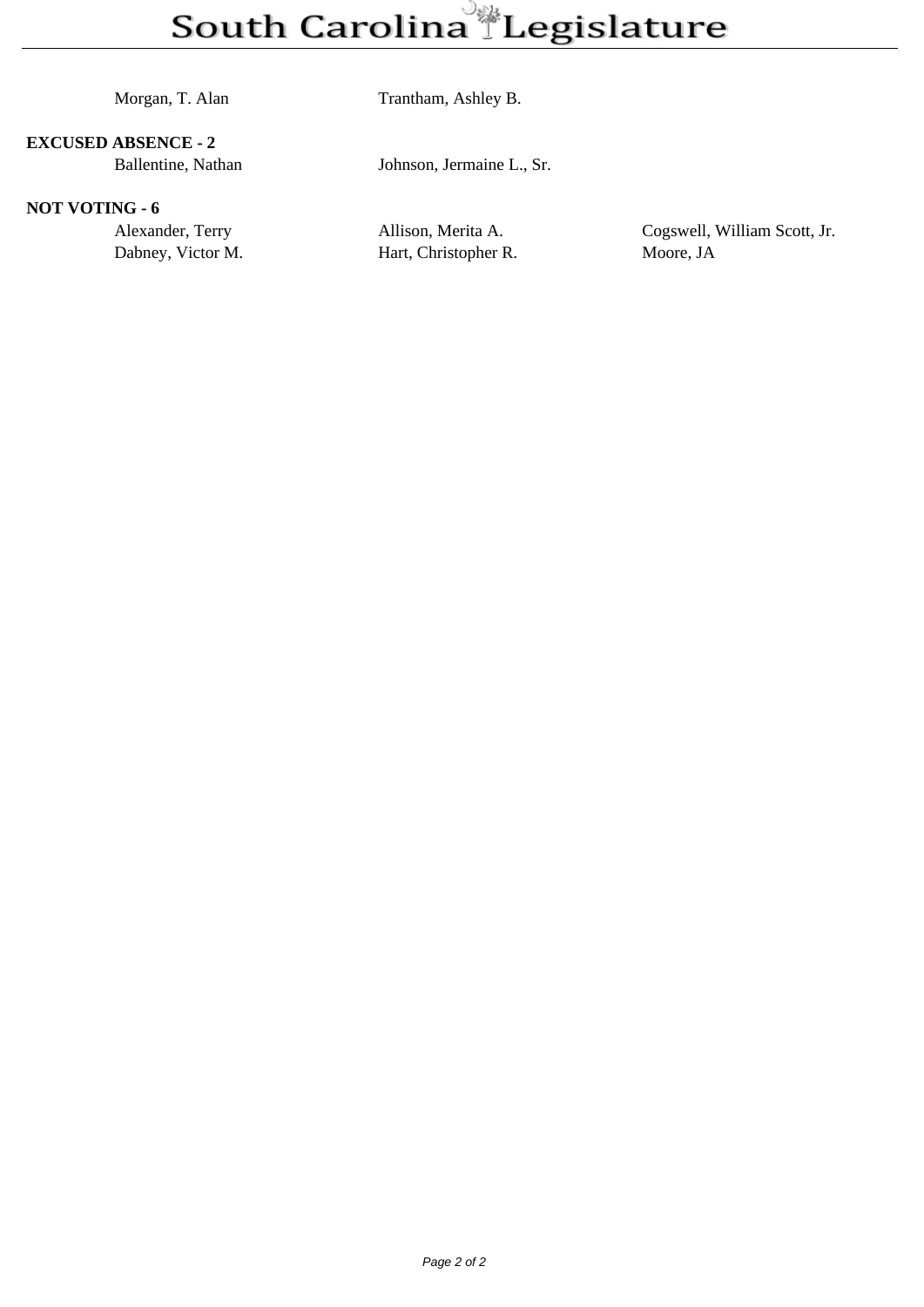| | | |
|---|---|---|
| Morgan, T. Alan | Trantham, Ashley B. | |

**EXCUSED ABSENCE - 2**

| | | |
|---|---|---|
| Ballentine, Nathan | Johnson, Jermaine L., Sr. | |

**NOT VOTING - 6**

| | | |
|---|---|---|
| Alexander, Terry | Allison, Merita A. | Cogswell, William Scott, Jr. |
| Dabney, Victor M. | Hart, Christopher R. | Moore, JA |